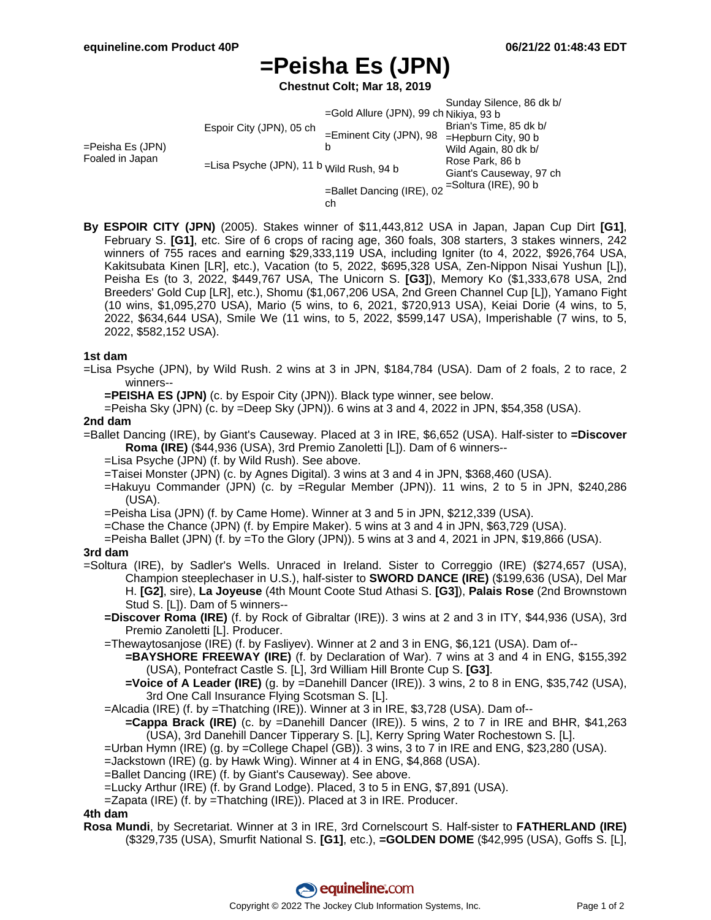# =Peisha Es (JPN)

**Chestnut Colt; Mar 18, 2019**

| | | | |
|---|---|---|---|
| =Peisha Es (JPN) Foaled in Japan | Espoir City (JPN), 05 ch | =Gold Allure (JPN), 99 ch | Sunday Silence, 86 dk b/ |
| | | | Nikiya, 93 b |
| | | =Eminent City (JPN), 98 b | Brian's Time, 85 dk b/ |
| | | | =Hepburn City, 90 b |
| | =Lisa Psyche (JPN), 11 b | Wild Rush, 94 b | Wild Again, 80 dk b/ |
| | | | Rose Park, 86 b |
| | | =Ballet Dancing (IRE), 02 ch | Giant's Causeway, 97 ch |
| | | | =Soltura (IRE), 90 b |

**By ESPOIR CITY (JPN)** (2005). Stakes winner of $11,443,812 USA in Japan, Japan Cup Dirt **[G1]**, February S. **[G1]**, etc. Sire of 6 crops of racing age, 360 foals, 308 starters, 3 stakes winners, 242 winners of 755 races and earning $29,333,119 USA, including Igniter (to 4, 2022, $926,764 USA, Kakitsubata Kinen [LR], etc.), Vacation (to 5, 2022, $695,328 USA, Zen-Nippon Nisai Yushun [L]), Peisha Es (to 3, 2022, $449,767 USA, The Unicorn S. **[G3]**), Memory Ko ($1,333,678 USA, 2nd Breeders' Gold Cup [LR], etc.), Shomu ($1,067,206 USA, 2nd Green Channel Cup [L]), Yamano Fight (10 wins, $1,095,270 USA), Mario (5 wins, to 6, 2021, $720,913 USA), Keiai Dorie (4 wins, to 5, 2022, $634,644 USA), Smile We (11 wins, to 5, 2022, $599,147 USA), Imperishable (7 wins, to 5, 2022, $582,152 USA).

### 1st dam

=Lisa Psyche (JPN), by Wild Rush. 2 wins at 3 in JPN, $184,784 (USA). Dam of 2 foals, 2 to race, 2 winners--

- **=PEISHA ES (JPN)** (c. by Espoir City (JPN)). Black type winner, see below.
- =Peisha Sky (JPN) (c. by =Deep Sky (JPN)). 6 wins at 3 and 4, 2022 in JPN, $54,358 (USA).

### 2nd dam

=Ballet Dancing (IRE), by Giant's Causeway. Placed at 3 in IRE, $6,652 (USA). Half-sister to **=Discover Roma (IRE)** ($44,936 (USA), 3rd Premio Zanoletti [L]). Dam of 6 winners--

- =Lisa Psyche (JPN) (f. by Wild Rush). See above.
- =Taisei Monster (JPN) (c. by Agnes Digital). 3 wins at 3 and 4 in JPN, $368,460 (USA).
- =Hakuyu Commander (JPN) (c. by =Regular Member (JPN)). 11 wins, 2 to 5 in JPN, $240,286 (USA).
- =Peisha Lisa (JPN) (f. by Came Home). Winner at 3 and 5 in JPN, $212,339 (USA).
- =Chase the Chance (JPN) (f. by Empire Maker). 5 wins at 3 and 4 in JPN, $63,729 (USA).
- =Peisha Ballet (JPN) (f. by =To the Glory (JPN)). 5 wins at 3 and 4, 2021 in JPN, $19,866 (USA).

### 3rd dam

=Soltura (IRE), by Sadler's Wells. Unraced in Ireland. Sister to Correggio (IRE) ($274,657 (USA), Champion steeplechaser in U.S.), half-sister to **SWORD DANCE (IRE)** ($199,636 (USA), Del Mar H. **[G2]**, sire), **La Joyeuse** (4th Mount Coote Stud Athasi S. **[G3]**), **Palais Rose** (2nd Brownstown Stud S. [L]). Dam of 5 winners--

- **=Discover Roma (IRE)** (f. by Rock of Gibraltar (IRE)). 3 wins at 2 and 3 in ITY, $44,936 (USA), 3rd Premio Zanoletti [L]. Producer.
- =Thewaytosanjose (IRE) (f. by Fasliyev). Winner at 2 and 3 in ENG, $6,121 (USA). Dam of--
  - **=BAYSHORE FREEWAY (IRE)** (f. by Declaration of War). 7 wins at 3 and 4 in ENG, $155,392 (USA), Pontefract Castle S. [L], 3rd William Hill Bronte Cup S. **[G3]**.
  - **=Voice of A Leader (IRE)** (g. by =Danehill Dancer (IRE)). 3 wins, 2 to 8 in ENG, $35,742 (USA), 3rd One Call Insurance Flying Scotsman S. [L].
- =Alcadia (IRE) (f. by =Thatching (IRE)). Winner at 3 in IRE, $3,728 (USA). Dam of--
  - **=Cappa Brack (IRE)** (c. by =Danehill Dancer (IRE)). 5 wins, 2 to 7 in IRE and BHR, $41,263 (USA), 3rd Danehill Dancer Tipperary S. [L], Kerry Spring Water Rochestown S. [L].
- =Urban Hymn (IRE) (g. by =College Chapel (GB)). 3 wins, 3 to 7 in IRE and ENG, $23,280 (USA).
- =Jackstown (IRE) (g. by Hawk Wing). Winner at 4 in ENG, $4,868 (USA).
- =Ballet Dancing (IRE) (f. by Giant's Causeway). See above.
- =Lucky Arthur (IRE) (f. by Grand Lodge). Placed, 3 to 5 in ENG, $7,891 (USA).
- =Zapata (IRE) (f. by =Thatching (IRE)). Placed at 3 in IRE. Producer.

### 4th dam

**Rosa Mundi**, by Secretariat. Winner at 3 in IRE, 3rd Cornelscourt S. Half-sister to **FATHERLAND (IRE)** ($329,735 (USA), Smurfit National S. **[G1]**, etc.), **=GOLDEN DOME** ($42,995 (USA), Goffs S. [L],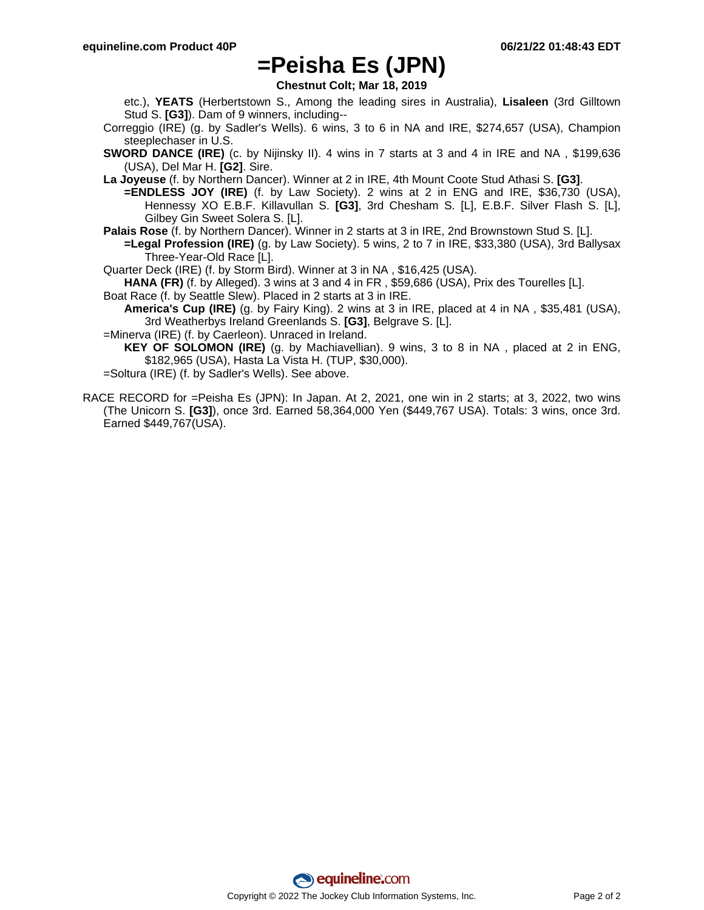# =Peisha Es (JPN)

**Chestnut Colt; Mar 18, 2019**

etc.), **YEATS** (Herbertstown S., Among the leading sires in Australia), **Lisaleen** (3rd Gilltown Stud S. **[G3]**). Dam of 9 winners, including--

Correggio (IRE) (g. by Sadler's Wells). 6 wins, 3 to 6 in NA and IRE, $274,657 (USA), Champion steeplechaser in U.S.

**SWORD DANCE (IRE)** (c. by Nijinsky II). 4 wins in 7 starts at 3 and 4 in IRE and NA , $199,636 (USA), Del Mar H. **[G2]**. Sire.

**La Joyeuse** (f. by Northern Dancer). Winner at 2 in IRE, 4th Mount Coote Stud Athasi S. **[G3]**.

**=ENDLESS JOY (IRE)** (f. by Law Society). 2 wins at 2 in ENG and IRE, $36,730 (USA), Hennessy XO E.B.F. Killavullan S. **[G3]**, 3rd Chesham S. [L], E.B.F. Silver Flash S. [L], Gilbey Gin Sweet Solera S. [L].

**Palais Rose** (f. by Northern Dancer). Winner in 2 starts at 3 in IRE, 2nd Brownstown Stud S. [L].

**=Legal Profession (IRE)** (g. by Law Society). 5 wins, 2 to 7 in IRE, $33,380 (USA), 3rd Ballysax Three-Year-Old Race [L].

Quarter Deck (IRE) (f. by Storm Bird). Winner at 3 in NA , $16,425 (USA).

**HANA (FR)** (f. by Alleged). 3 wins at 3 and 4 in FR , $59,686 (USA), Prix des Tourelles [L].

Boat Race (f. by Seattle Slew). Placed in 2 starts at 3 in IRE.

**America's Cup (IRE)** (g. by Fairy King). 2 wins at 3 in IRE, placed at 4 in NA , $35,481 (USA), 3rd Weatherbys Ireland Greenlands S. **[G3]**, Belgrave S. [L].

=Minerva (IRE) (f. by Caerleon). Unraced in Ireland.

**KEY OF SOLOMON (IRE)** (g. by Machiavellian). 9 wins, 3 to 8 in NA , placed at 2 in ENG, $182,965 (USA), Hasta La Vista H. (TUP, $30,000).

=Soltura (IRE) (f. by Sadler's Wells). See above.

RACE RECORD for =Peisha Es (JPN): In Japan. At 2, 2021, one win in 2 starts; at 3, 2022, two wins (The Unicorn S. **[G3]**), once 3rd. Earned 58,364,000 Yen ($449,767 USA). Totals: 3 wins, once 3rd. Earned $449,767(USA).